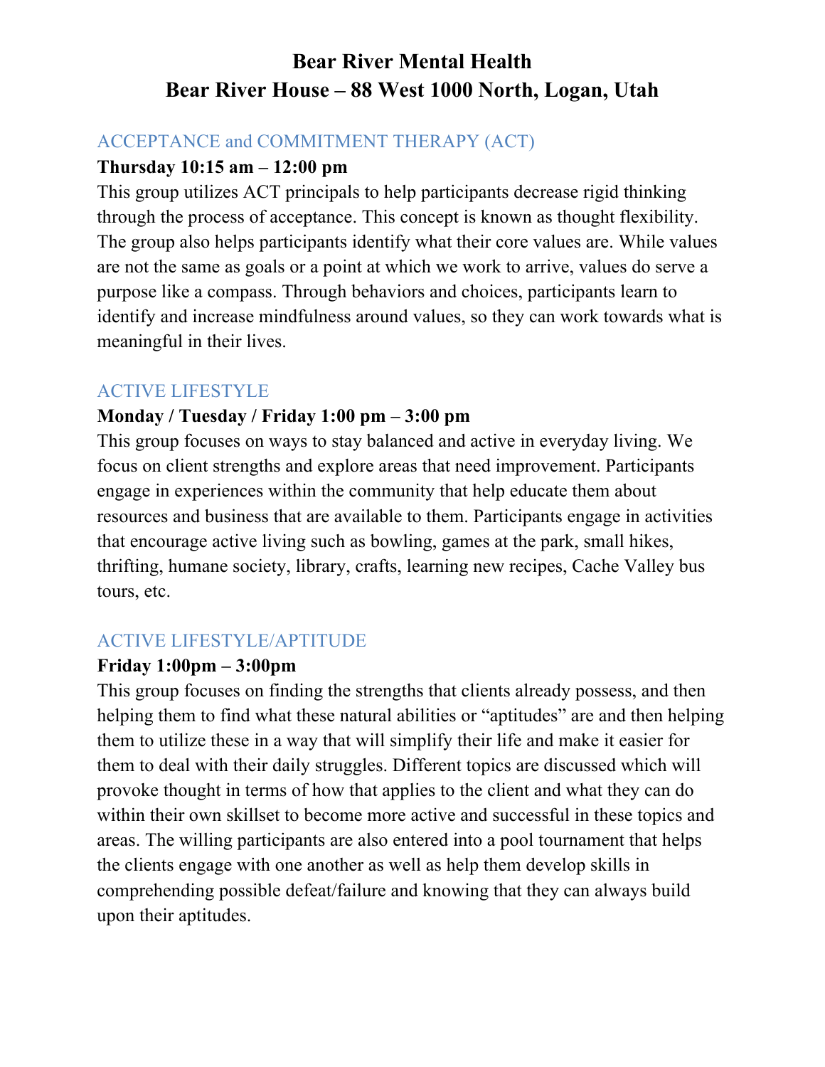# Bear River Mental Health
# Bear River House – 88 West 1000 North, Logan, Utah

## ACCEPTANCE and COMMITMENT THERAPY (ACT)

**Thursday 10:15 am – 12:00 pm**

This group utilizes ACT principals to help participants decrease rigid thinking through the process of acceptance. This concept is known as thought flexibility. The group also helps participants identify what their core values are. While values are not the same as goals or a point at which we work to arrive, values do serve a purpose like a compass. Through behaviors and choices, participants learn to identify and increase mindfulness around values, so they can work towards what is meaningful in their lives.

## ACTIVE LIFESTYLE

**Monday / Tuesday / Friday 1:00 pm – 3:00 pm**

This group focuses on ways to stay balanced and active in everyday living. We focus on client strengths and explore areas that need improvement. Participants engage in experiences within the community that help educate them about resources and business that are available to them. Participants engage in activities that encourage active living such as bowling, games at the park, small hikes, thrifting, humane society, library, crafts, learning new recipes, Cache Valley bus tours, etc.

## ACTIVE LIFESTYLE/APTITUDE

**Friday 1:00pm – 3:00pm**

This group focuses on finding the strengths that clients already possess, and then helping them to find what these natural abilities or "aptitudes" are and then helping them to utilize these in a way that will simplify their life and make it easier for them to deal with their daily struggles. Different topics are discussed which will provoke thought in terms of how that applies to the client and what they can do within their own skillset to become more active and successful in these topics and areas. The willing participants are also entered into a pool tournament that helps the clients engage with one another as well as help them develop skills in comprehending possible defeat/failure and knowing that they can always build upon their aptitudes.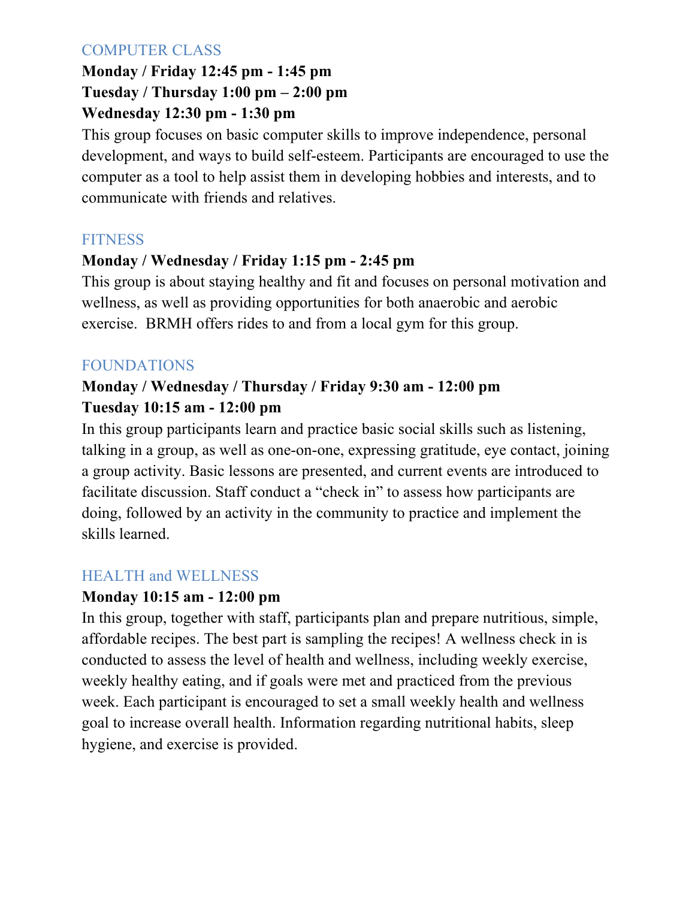## COMPUTER CLASS

**Monday / Friday 12:45 pm - 1:45 pm**
**Tuesday / Thursday 1:00 pm – 2:00 pm**
**Wednesday 12:30 pm - 1:30 pm**

This group focuses on basic computer skills to improve independence, personal development, and ways to build self-esteem. Participants are encouraged to use the computer as a tool to help assist them in developing hobbies and interests, and to communicate with friends and relatives.

## FITNESS

**Monday / Wednesday / Friday 1:15 pm - 2:45 pm**

This group is about staying healthy and fit and focuses on personal motivation and wellness, as well as providing opportunities for both anaerobic and aerobic exercise. BRMH offers rides to and from a local gym for this group.

## FOUNDATIONS

**Monday / Wednesday / Thursday / Friday 9:30 am - 12:00 pm**
**Tuesday 10:15 am - 12:00 pm**

In this group participants learn and practice basic social skills such as listening, talking in a group, as well as one-on-one, expressing gratitude, eye contact, joining a group activity. Basic lessons are presented, and current events are introduced to facilitate discussion. Staff conduct a "check in" to assess how participants are doing, followed by an activity in the community to practice and implement the skills learned.

## HEALTH and WELLNESS

**Monday 10:15 am - 12:00 pm**

In this group, together with staff, participants plan and prepare nutritious, simple, affordable recipes. The best part is sampling the recipes! A wellness check in is conducted to assess the level of health and wellness, including weekly exercise, weekly healthy eating, and if goals were met and practiced from the previous week. Each participant is encouraged to set a small weekly health and wellness goal to increase overall health. Information regarding nutritional habits, sleep hygiene, and exercise is provided.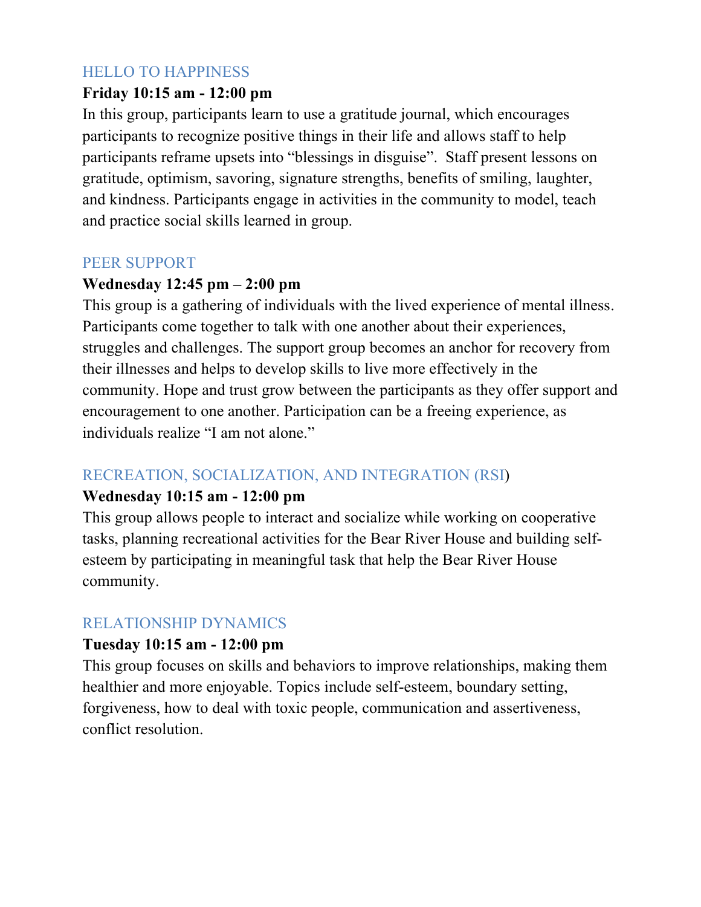## HELLO TO HAPPINESS

**Friday 10:15 am - 12:00 pm**

In this group, participants learn to use a gratitude journal, which encourages participants to recognize positive things in their life and allows staff to help participants reframe upsets into "blessings in disguise". Staff present lessons on gratitude, optimism, savoring, signature strengths, benefits of smiling, laughter, and kindness. Participants engage in activities in the community to model, teach and practice social skills learned in group.

## PEER SUPPORT

**Wednesday 12:45 pm – 2:00 pm**

This group is a gathering of individuals with the lived experience of mental illness. Participants come together to talk with one another about their experiences, struggles and challenges. The support group becomes an anchor for recovery from their illnesses and helps to develop skills to live more effectively in the community. Hope and trust grow between the participants as they offer support and encouragement to one another. Participation can be a freeing experience, as individuals realize "I am not alone."

## RECREATION, SOCIALIZATION, AND INTEGRATION (RSI)

**Wednesday 10:15 am - 12:00 pm**

This group allows people to interact and socialize while working on cooperative tasks, planning recreational activities for the Bear River House and building self-esteem by participating in meaningful task that help the Bear River House community.

## RELATIONSHIP DYNAMICS

**Tuesday 10:15 am - 12:00 pm**

This group focuses on skills and behaviors to improve relationships, making them healthier and more enjoyable. Topics include self-esteem, boundary setting, forgiveness, how to deal with toxic people, communication and assertiveness, conflict resolution.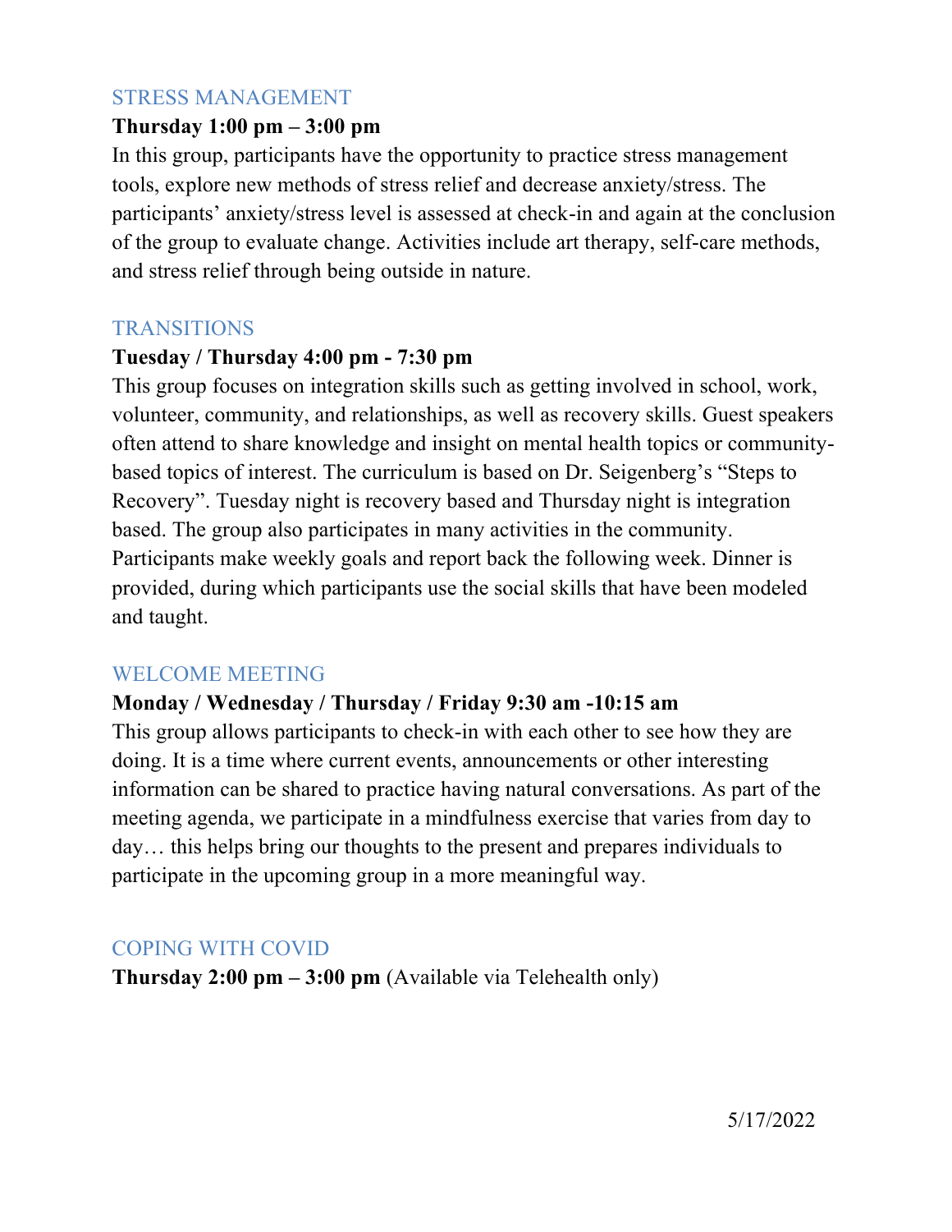## STRESS MANAGEMENT

**Thursday 1:00 pm – 3:00 pm**

In this group, participants have the opportunity to practice stress management tools, explore new methods of stress relief and decrease anxiety/stress. The participants' anxiety/stress level is assessed at check-in and again at the conclusion of the group to evaluate change. Activities include art therapy, self-care methods, and stress relief through being outside in nature.

## TRANSITIONS

**Tuesday / Thursday 4:00 pm - 7:30 pm**

This group focuses on integration skills such as getting involved in school, work, volunteer, community, and relationships, as well as recovery skills. Guest speakers often attend to share knowledge and insight on mental health topics or community-based topics of interest. The curriculum is based on Dr. Seigenberg's "Steps to Recovery". Tuesday night is recovery based and Thursday night is integration based. The group also participates in many activities in the community. Participants make weekly goals and report back the following week. Dinner is provided, during which participants use the social skills that have been modeled and taught.

## WELCOME MEETING

**Monday / Wednesday / Thursday / Friday 9:30 am -10:15 am**

This group allows participants to check-in with each other to see how they are doing. It is a time where current events, announcements or other interesting information can be shared to practice having natural conversations. As part of the meeting agenda, we participate in a mindfulness exercise that varies from day to day… this helps bring our thoughts to the present and prepares individuals to participate in the upcoming group in a more meaningful way.

## COPING WITH COVID

**Thursday 2:00 pm – 3:00 pm** (Available via Telehealth only)

5/17/2022